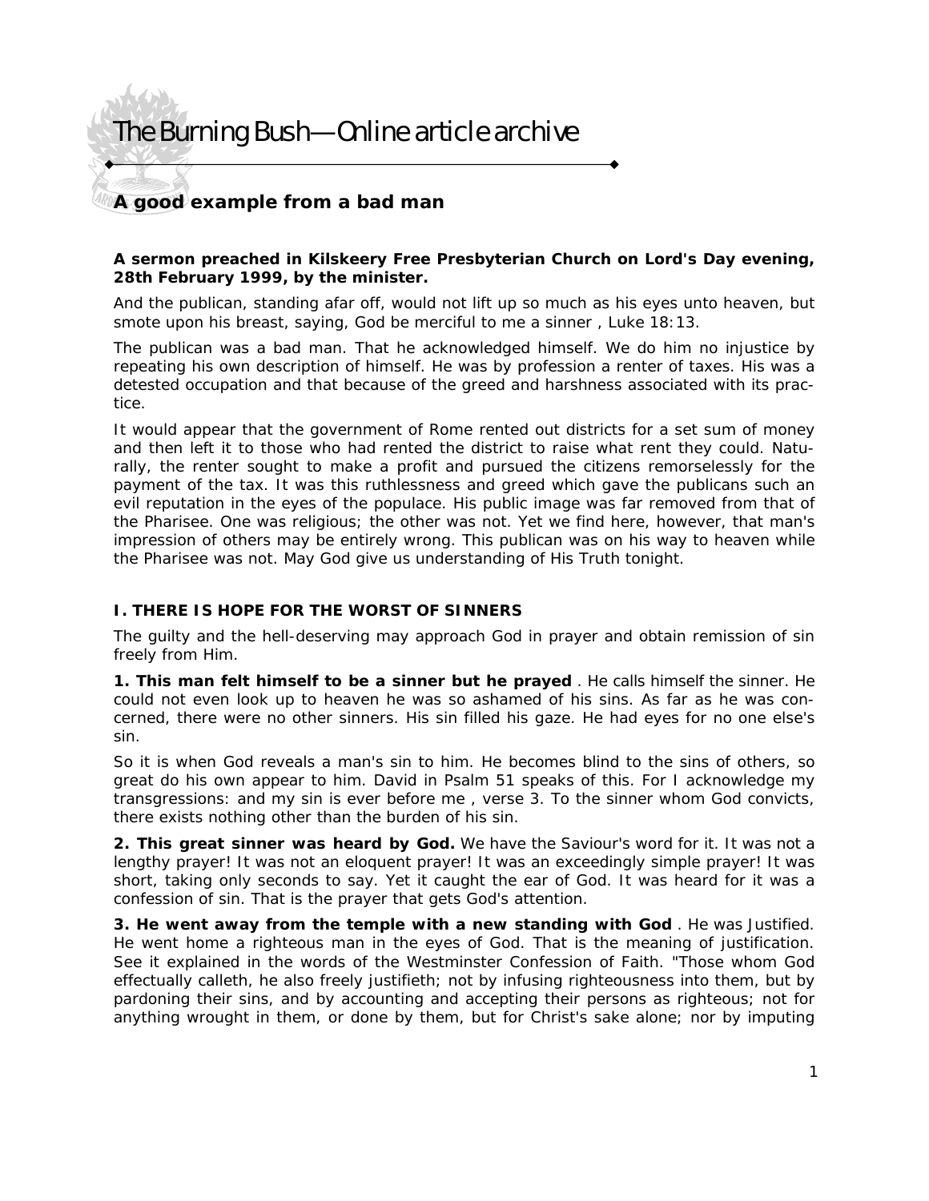# The Burning Bush—Online article archive

## A good example from a bad man

**A sermon preached in Kilskeery Free Presbyterian Church on Lord's Day evening, 28th February 1999, by the minister.**

And the publican, standing afar off, would not lift up so much as his eyes unto heaven, but smote upon his breast, saying, God be merciful to me a sinner , Luke 18:13.

The publican was a bad man. That he acknowledged himself. We do him no injustice by repeating his own description of himself. He was by profession a renter of taxes. His was a detested occupation and that because of the greed and harshness associated with its practice.

It would appear that the government of Rome rented out districts for a set sum of money and then left it to those who had rented the district to raise what rent they could. Naturally, the renter sought to make a profit and pursued the citizens remorselessly for the payment of the tax. It was this ruthlessness and greed which gave the publicans such an evil reputation in the eyes of the populace. His public image was far removed from that of the Pharisee. One was religious; the other was not. Yet we find here, however, that man's impression of others may be entirely wrong. This publican was on his way to heaven while the Pharisee was not. May God give us understanding of His Truth tonight.

### I. THERE IS HOPE FOR THE WORST OF SINNERS

The guilty and the hell-deserving may approach God in prayer and obtain remission of sin freely from Him.

**1. This man felt himself to be a sinner but he prayed** . He calls himself the sinner. He could not even look up to heaven he was so ashamed of his sins. As far as he was concerned, there were no other sinners. His sin filled his gaze. He had eyes for no one else's sin.

So it is when God reveals a man's sin to him. He becomes blind to the sins of others, so great do his own appear to him. David in Psalm 51 speaks of this. For I acknowledge my transgressions: and my sin is ever before me , verse 3. To the sinner whom God convicts, there exists nothing other than the burden of his sin.

**2. This great sinner was heard by God.** We have the Saviour's word for it. It was not a lengthy prayer! It was not an eloquent prayer! It was an exceedingly simple prayer! It was short, taking only seconds to say. Yet it caught the ear of God. It was heard for it was a confession of sin. That is the prayer that gets God's attention.

**3. He went away from the temple with a new standing with God** . He was Justified. He went home a righteous man in the eyes of God. That is the meaning of justification. See it explained in the words of the Westminster Confession of Faith. "Those whom God effectually calleth, he also freely justifieth; not by infusing righteousness into them, but by pardoning their sins, and by accounting and accepting their persons as righteous; not for anything wrought in them, or done by them, but for Christ's sake alone; nor by imputing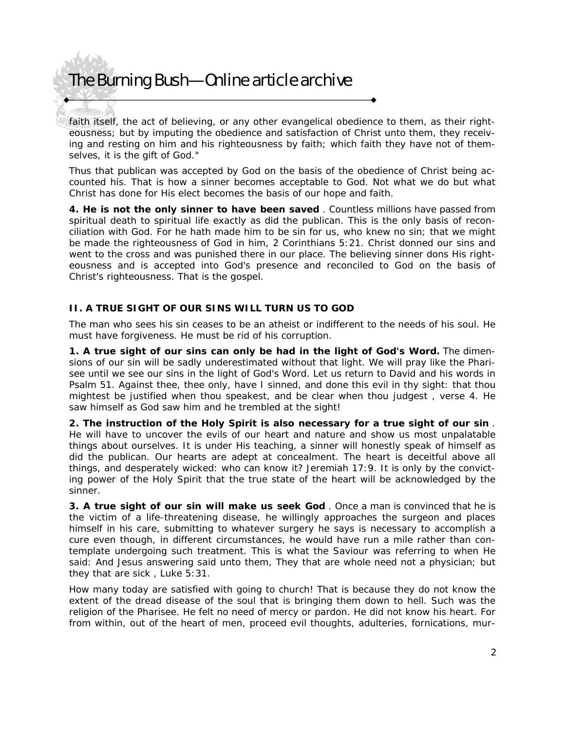faith itself, the act of believing, or any other evangelical obedience to them, as their righteousness; but by imputing the obedience and satisfaction of Christ unto them, they receiving and resting on him and his righteousness by faith; which faith they have not of themselves, it is the gift of God."

Thus that publican was accepted by God on the basis of the obedience of Christ being accounted his. That is how a sinner becomes acceptable to God. Not what we do but what Christ has done for His elect becomes the basis of our hope and faith.

**4. He is not the only sinner to have been saved** . Countless millions have passed from spiritual death to spiritual life exactly as did the publican. This is the only basis of reconciliation with God. For he hath made him to be sin for us, who knew no sin; that we might be made the righteousness of God in him, 2 Corinthians 5:21. Christ donned our sins and went to the cross and was punished there in our place. The believing sinner dons His righteousness and is accepted into God's presence and reconciled to God on the basis of Christ's righteousness. That is the gospel.

**II. A TRUE SIGHT OF OUR SINS WILL TURN US TO GOD**

The man who sees his sin ceases to be an atheist or indifferent to the needs of his soul. He must have forgiveness. He must be rid of his corruption.

**1. A true sight of our sins can only be had in the light of God's Word.** The dimensions of our sin will be sadly underestimated without that light. We will pray like the Pharisee until we see our sins in the light of God's Word. Let us return to David and his words in Psalm 51. Against thee, thee only, have I sinned, and done this evil in thy sight: that thou mightest be justified when thou speakest, and be clear when thou judgest , verse 4. He saw himself as God saw him and he trembled at the sight!

**2. The instruction of the Holy Spirit is also necessary for a true sight of our sin** . He will have to uncover the evils of our heart and nature and show us most unpalatable things about ourselves. It is under His teaching, a sinner will honestly speak of himself as did the publican. Our hearts are adept at concealment. The heart is deceitful above all things, and desperately wicked: who can know it? Jeremiah 17:9. It is only by the convicting power of the Holy Spirit that the true state of the heart will be acknowledged by the sinner.

**3. A true sight of our sin will make us seek God** . Once a man is convinced that he is the victim of a life-threatening disease, he willingly approaches the surgeon and places himself in his care, submitting to whatever surgery he says is necessary to accomplish a cure even though, in different circumstances, he would have run a mile rather than contemplate undergoing such treatment. This is what the Saviour was referring to when He said: And Jesus answering said unto them, They that are whole need not a physician; but they that are sick , Luke 5:31.

How many today are satisfied with going to church! That is because they do not know the extent of the dread disease of the soul that is bringing them down to hell. Such was the religion of the Pharisee. He felt no need of mercy or pardon. He did not know his heart. For from within, out of the heart of men, proceed evil thoughts, adulteries, fornications, mur-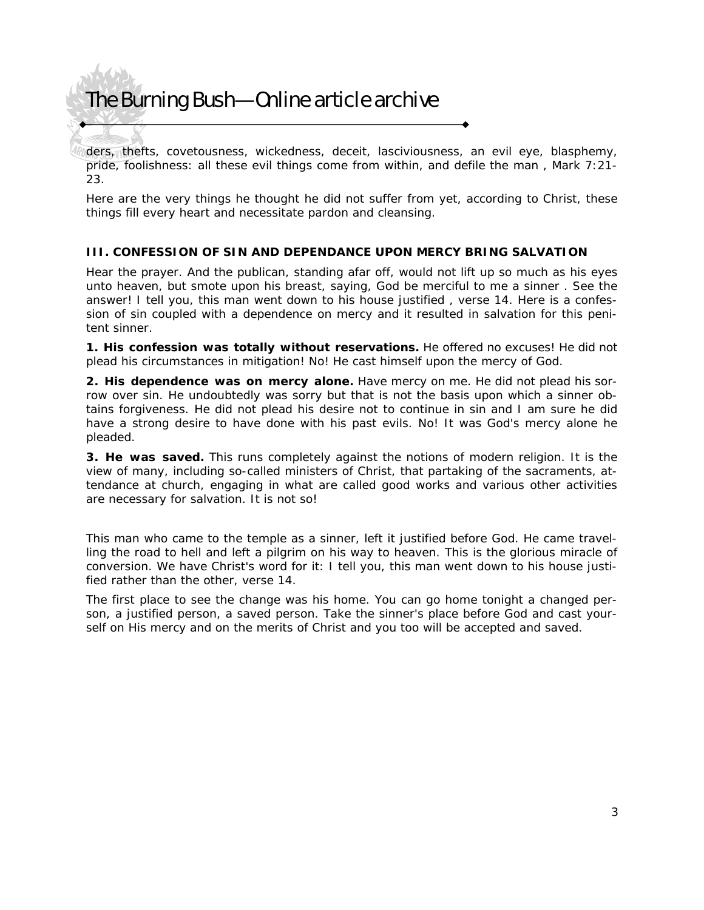ders, thefts, covetousness, wickedness, deceit, lasciviousness, an evil eye, blasphemy, pride, foolishness: all these evil things come from within, and defile the man , Mark 7:21-23.

Here are the very things he thought he did not suffer from yet, according to Christ, these things fill every heart and necessitate pardon and cleansing.

### III. CONFESSION OF SIN AND DEPENDANCE UPON MERCY BRING SALVATION

Hear the prayer. And the publican, standing afar off, would not lift up so much as his eyes unto heaven, but smote upon his breast, saying, God be merciful to me a sinner . See the answer! I tell you, this man went down to his house justified , verse 14. Here is a confession of sin coupled with a dependence on mercy and it resulted in salvation for this penitent sinner.

**1. His confession was totally without reservations.** He offered no excuses! He did not plead his circumstances in mitigation! No! He cast himself upon the mercy of God.

**2. His dependence was on mercy alone.** Have mercy on me. He did not plead his sorrow over sin. He undoubtedly was sorry but that is not the basis upon which a sinner obtains forgiveness. He did not plead his desire not to continue in sin and I am sure he did have a strong desire to have done with his past evils. No! It was God's mercy alone he pleaded.

**3. He was saved.** This runs completely against the notions of modern religion. It is the view of many, including so-called ministers of Christ, that partaking of the sacraments, attendance at church, engaging in what are called good works and various other activities are necessary for salvation. It is not so!

This man who came to the temple as a sinner, left it justified before God. He came travelling the road to hell and left a pilgrim on his way to heaven. This is the glorious miracle of conversion. We have Christ's word for it: I tell you, this man went down to his house justified rather than the other, verse 14.

The first place to see the change was his home. You can go home tonight a changed person, a justified person, a saved person. Take the sinner's place before God and cast yourself on His mercy and on the merits of Christ and you too will be accepted and saved.